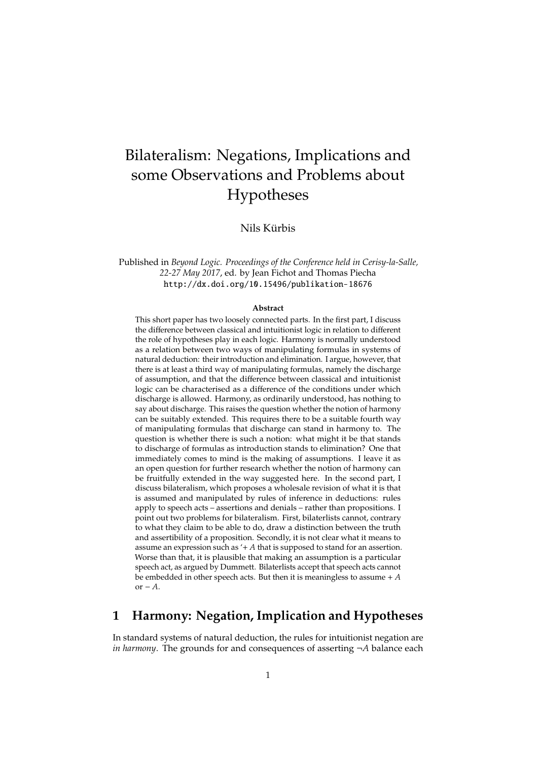# Bilateralism: Negations, Implications and some Observations and Problems about Hypotheses

Nils Kürbis

Published in *Beyond Logic. Proceedings of the Conference held in Cerisy-la-Salle, 22-27 May 2017*, ed. by Jean Fichot and Thomas Piecha
http://dx.doi.org/10.15496/publikation-18676

**Abstract**

This short paper has two loosely connected parts. In the first part, I discuss the difference between classical and intuitionist logic in relation to different the role of hypotheses play in each logic. Harmony is normally understood as a relation between two ways of manipulating formulas in systems of natural deduction: their introduction and elimination. I argue, however, that there is at least a third way of manipulating formulas, namely the discharge of assumption, and that the difference between classical and intuitionist logic can be characterised as a difference of the conditions under which discharge is allowed. Harmony, as ordinarily understood, has nothing to say about discharge. This raises the question whether the notion of harmony can be suitably extended. This requires there to be a suitable fourth way of manipulating formulas that discharge can stand in harmony to. The question is whether there is such a notion: what might it be that stands to discharge of formulas as introduction stands to elimination? One that immediately comes to mind is the making of assumptions. I leave it as an open question for further research whether the notion of harmony can be fruitfully extended in the way suggested here. In the second part, I discuss bilateralism, which proposes a wholesale revision of what it is that is assumed and manipulated by rules of inference in deductions: rules apply to speech acts – assertions and denials – rather than propositions. I point out two problems for bilateralism. First, bilaterlists cannot, contrary to what they claim to be able to do, draw a distinction between the truth and assertibility of a proposition. Secondly, it is not clear what it means to assume an expression such as '$+ A$ that is supposed to stand for an assertion. Worse than that, it is plausible that making an assumption is a particular speech act, as argued by Dummett. Bilaterlists accept that speech acts cannot be embedded in other speech acts. But then it is meaningless to assume $+ A$ or $- A$.

## 1 Harmony: Negation, Implication and Hypotheses

In standard systems of natural deduction, the rules for intuitionist negation are *in harmony*. The grounds for and consequences of asserting $\neg A$ balance each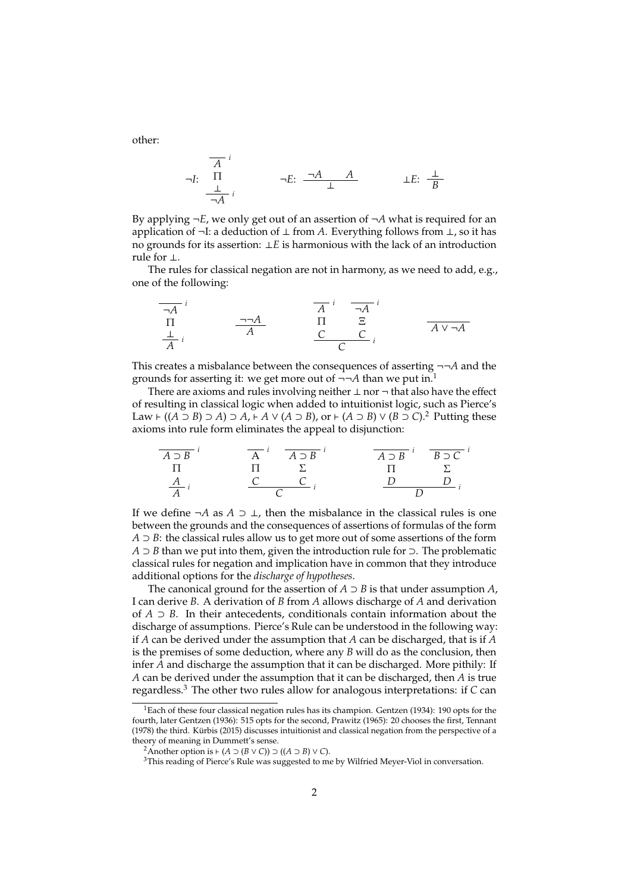other:

$$
\neg I\!: \quad \dfrac{\begin{array}{c}\overline{A}^{\,i}\\ \Pi \\ \bot\end{array}}{\neg A}\,i
\qquad\qquad
\neg E\!: \quad \dfrac{\neg A \qquad A}{\bot}
\qquad\qquad
\bot E\!: \quad \dfrac{\bot}{B}
$$

By applying $\neg E$, we only get out of an assertion of $\neg A$ what is required for an application of ¬I: a deduction of $\bot$ from $A$. Everything follows from $\bot$, so it has no grounds for its assertion: $\bot E$ is harmonious with the lack of an introduction rule for $\bot$.

The rules for classical negation are not in harmony, as we need to add, e.g., one of the following:

$$
\dfrac{\begin{array}{c}\overline{\neg A}^{\,i}\\ \Pi \\ \bot\end{array}}{A}\,i
\qquad\qquad
\dfrac{\neg\neg A}{A}
\qquad\qquad
\dfrac{\begin{array}{c}\overline{A}^{\,i}\\ \Pi \\ C\end{array} \qquad \begin{array}{c}\overline{\neg A}^{\,i}\\ \Xi \\ C\end{array}}{C}\,i
\qquad\qquad
\dfrac{}{A \vee \neg A}
$$

This creates a misbalance between the consequences of asserting $\neg\neg A$ and the grounds for asserting it: we get more out of $\neg\neg A$ than we put in.[1]

There are axioms and rules involving neither $\bot$ nor $\neg$ that also have the effect of resulting in classical logic when added to intuitionist logic, such as Pierce's Law $\vdash ((A \supset B) \supset A) \supset A$, $\vdash A \vee (A \supset B)$, or $\vdash (A \supset B) \vee (B \supset C)$.[2] Putting these axioms into rule form eliminates the appeal to disjunction:

$$
\dfrac{\begin{array}{c}\overline{A \supset B}^{\,i}\\ \Pi \\ A\end{array}}{A}\,i
\qquad\qquad
\dfrac{\begin{array}{c}\overline{A}^{\,i}\\ \Pi \\ C\end{array} \qquad \begin{array}{c}\overline{A \supset B}^{\,i}\\ \Sigma \\ C\end{array}}{C}\,i
\qquad\qquad
\dfrac{\begin{array}{c}\overline{A \supset B}^{\,i}\\ \Pi \\ D\end{array} \qquad \begin{array}{c}\overline{B \supset C}^{\,i}\\ \Sigma \\ D\end{array}}{D}\,i
$$

If we define $\neg A$ as $A \supset \bot$, then the misbalance in the classical rules is one between the grounds and the consequences of assertions of formulas of the form $A \supset B$: the classical rules allow us to get more out of some assertions of the form $A \supset B$ than we put into them, given the introduction rule for $\supset$. The problematic classical rules for negation and implication have in common that they introduce additional options for the *discharge of hypotheses*.

The canonical ground for the assertion of $A \supset B$ is that under assumption $A$, I can derive $B$. A derivation of $B$ from $A$ allows discharge of $A$ and derivation of $A \supset B$. In their antecedents, conditionals contain information about the discharge of assumptions. Pierce's Rule can be understood in the following way: if $A$ can be derived under the assumption that $A$ can be discharged, that is if $A$ is the premises of some deduction, where any $B$ will do as the conclusion, then infer $A$ and discharge the assumption that it can be discharged. More pithily: If $A$ can be derived under the assumption that it can be discharged, then $A$ is true regardless.[3] The other two rules allow for analogous interpretations: if $C$ can

[1] Each of these four classical negation rules has its champion. Gentzen (1934): 190 opts for the fourth, later Gentzen (1936): 515 opts for the second, Prawitz (1965): 20 chooses the first, Tennant (1978) the third. Kürbis (2015) discusses intuitionist and classical negation from the perspective of a theory of meaning in Dummett's sense.

[2] Another option is $\vdash (A \supset (B \vee C)) \supset ((A \supset B) \vee C)$.

[3] This reading of Pierce's Rule was suggested to me by Wilfried Meyer-Viol in conversation.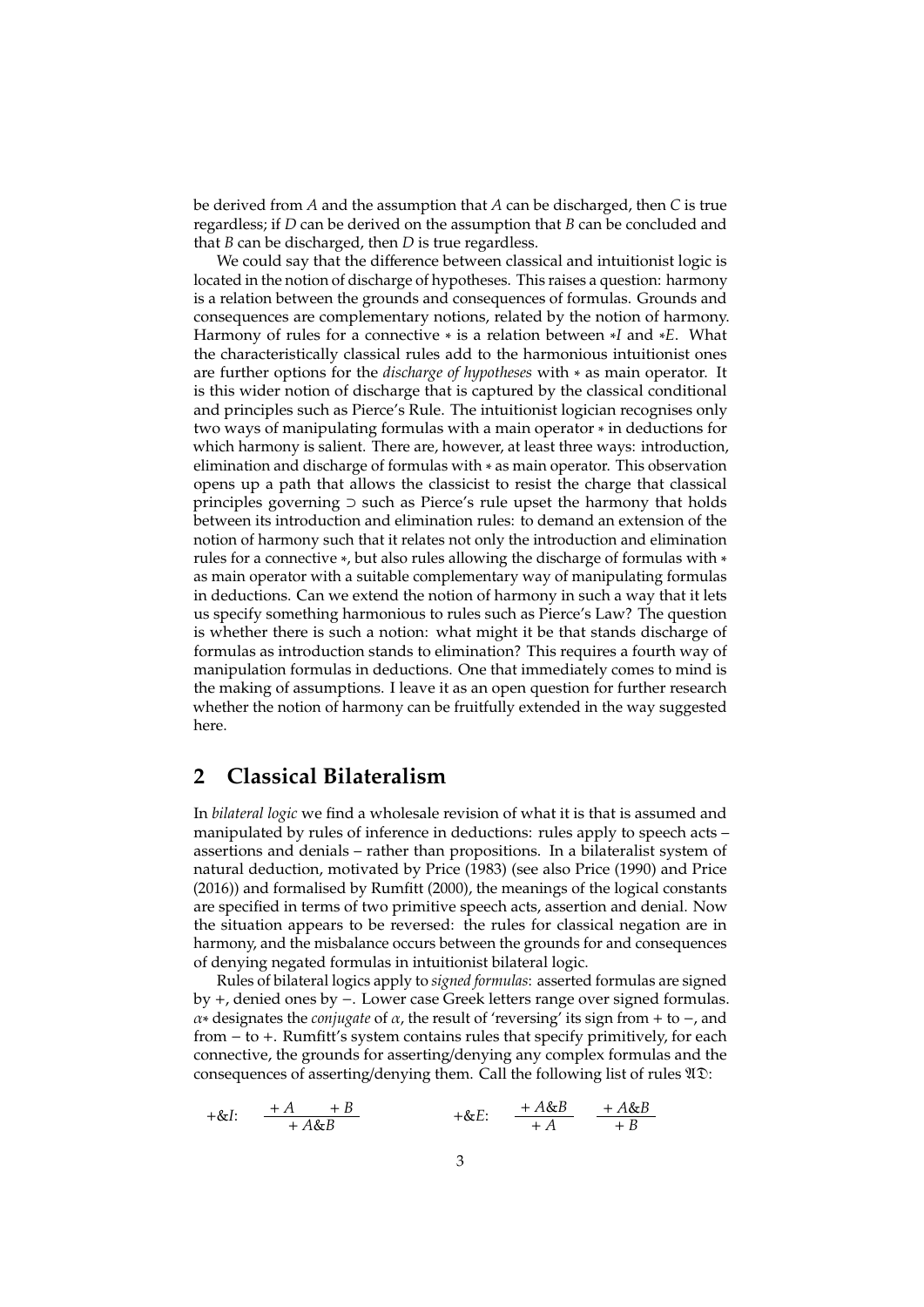be derived from $A$ and the assumption that $A$ can be discharged, then $C$ is true regardless; if $D$ can be derived on the assumption that $B$ can be concluded and that $B$ can be discharged, then $D$ is true regardless.

We could say that the difference between classical and intuitionist logic is located in the notion of discharge of hypotheses. This raises a question: harmony is a relation between the grounds and consequences of formulas. Grounds and consequences are complementary notions, related by the notion of harmony. Harmony of rules for a connective $*$ is a relation between $*I$ and $*E$. What the characteristically classical rules add to the harmonious intuitionist ones are further options for the *discharge of hypotheses* with $*$ as main operator. It is this wider notion of discharge that is captured by the classical conditional and principles such as Pierce's Rule. The intuitionist logician recognises only two ways of manipulating formulas with a main operator $*$ in deductions for which harmony is salient. There are, however, at least three ways: introduction, elimination and discharge of formulas with $*$ as main operator. This observation opens up a path that allows the classicist to resist the charge that classical principles governing $\supset$ such as Pierce's rule upset the harmony that holds between its introduction and elimination rules: to demand an extension of the notion of harmony such that it relates not only the introduction and elimination rules for a connective $*$, but also rules allowing the discharge of formulas with $*$ as main operator with a suitable complementary way of manipulating formulas in deductions. Can we extend the notion of harmony in such a way that it lets us specify something harmonious to rules such as Pierce's Law? The question is whether there is such a notion: what might it be that stands discharge of formulas as introduction stands to elimination? This requires a fourth way of manipulation formulas in deductions. One that immediately comes to mind is the making of assumptions. I leave it as an open question for further research whether the notion of harmony can be fruitfully extended in the way suggested here.

## 2 Classical Bilateralism

In *bilateral logic* we find a wholesale revision of what it is that is assumed and manipulated by rules of inference in deductions: rules apply to speech acts – assertions and denials – rather than propositions. In a bilateralist system of natural deduction, motivated by Price (1983) (see also Price (1990) and Price (2016)) and formalised by Rumfitt (2000), the meanings of the logical constants are specified in terms of two primitive speech acts, assertion and denial. Now the situation appears to be reversed: the rules for classical negation are in harmony, and the misbalance occurs between the grounds for and consequences of denying negated formulas in intuitionist bilateral logic.

Rules of bilateral logics apply to *signed formulas*: asserted formulas are signed by $+$, denied ones by $-$. Lower case Greek letters range over signed formulas. $\alpha*$ designates the *conjugate* of $\alpha$, the result of 'reversing' its sign from $+$ to $-$, and from $-$ to $+$. Rumfitt's system contains rules that specify primitively, for each connective, the grounds for asserting/denying any complex formulas and the consequences of asserting/denying them. Call the following list of rules $\mathfrak{AD}$:

$$+\&I: \quad \frac{+A \qquad +B}{+A\&B} \qquad\qquad +\&E: \quad \frac{+A\&B}{+A} \qquad \frac{+A\&B}{+B}$$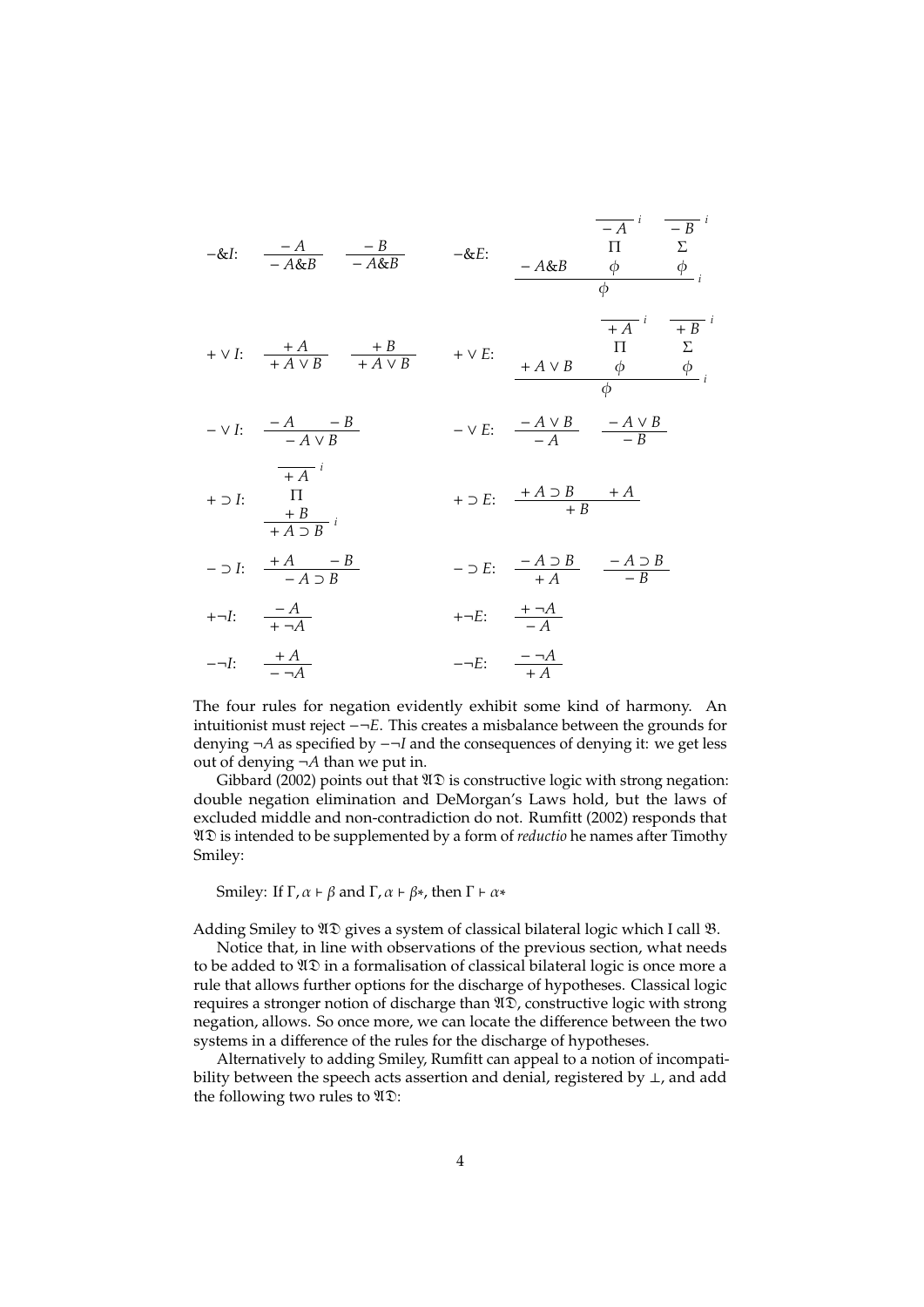$$-\&I: \quad \frac{-A}{-A\&B} \qquad \frac{-B}{-A\&B} \qquad\qquad -\&E: \quad \frac{-A\&B \quad \begin{matrix}\overline{-A}^{\,i}\\ \Pi \\ \phi\end{matrix} \quad \begin{matrix}\overline{-B}^{\,i}\\ \Sigma \\ \phi\end{matrix}}{\phi}\,i$$

$$+\vee I: \quad \frac{+A}{+A \vee B} \qquad \frac{+B}{+A \vee B} \qquad\qquad +\vee E: \quad \frac{+A \vee B \quad \begin{matrix}\overline{+A}^{\,i}\\ \Pi \\ \phi\end{matrix} \quad \begin{matrix}\overline{+B}^{\,i}\\ \Sigma \\ \phi\end{matrix}}{\phi}\,i$$

$$-\vee I: \quad \frac{-A \qquad -B}{-A \vee B} \qquad\qquad -\vee E: \quad \frac{-A \vee B}{-A} \qquad \frac{-A \vee B}{-B}$$

$$+\supset I: \quad \frac{\begin{matrix}\overline{+A}^{\,i}\\ \Pi \\ +B\end{matrix}}{+A \supset B}\,i \qquad\qquad +\supset E: \quad \frac{+A \supset B \qquad +A}{+B}$$

$$-\supset I: \quad \frac{+A \qquad -B}{-A \supset B} \qquad\qquad -\supset E: \quad \frac{-A \supset B}{+A} \qquad \frac{-A \supset B}{-B}$$

$$+\neg I: \quad \frac{-A}{+\neg A} \qquad\qquad +\neg E: \quad \frac{+\neg A}{-A}$$

$$-\neg I: \quad \frac{+A}{-\neg A} \qquad\qquad -\neg E: \quad \frac{-\neg A}{+A}$$

The four rules for negation evidently exhibit some kind of harmony. An intuitionist must reject $-\neg E$. This creates a misbalance between the grounds for denying $\neg A$ as specified by $-\neg I$ and the consequences of denying it: we get less out of denying $\neg A$ than we put in.

Gibbard (2002) points out that $\mathfrak{AD}$ is constructive logic with strong negation: double negation elimination and DeMorgan's Laws hold, but the laws of excluded middle and non-contradiction do not. Rumfitt (2002) responds that $\mathfrak{AD}$ is intended to be supplemented by a form of *reductio* he names after Timothy Smiley:

Smiley: If $\Gamma, \alpha \vdash \beta$ and $\Gamma, \alpha \vdash \beta*$, then $\Gamma \vdash \alpha*$

Adding Smiley to $\mathfrak{AD}$ gives a system of classical bilateral logic which I call $\mathfrak{B}$.

Notice that, in line with observations of the previous section, what needs to be added to $\mathfrak{AD}$ in a formalisation of classical bilateral logic is once more a rule that allows further options for the discharge of hypotheses. Classical logic requires a stronger notion of discharge than $\mathfrak{AD}$, constructive logic with strong negation, allows. So once more, we can locate the difference between the two systems in a difference of the rules for the discharge of hypotheses.

Alternatively to adding Smiley, Rumfitt can appeal to a notion of incompatibility between the speech acts assertion and denial, registered by $\bot$, and add the following two rules to $\mathfrak{AD}$: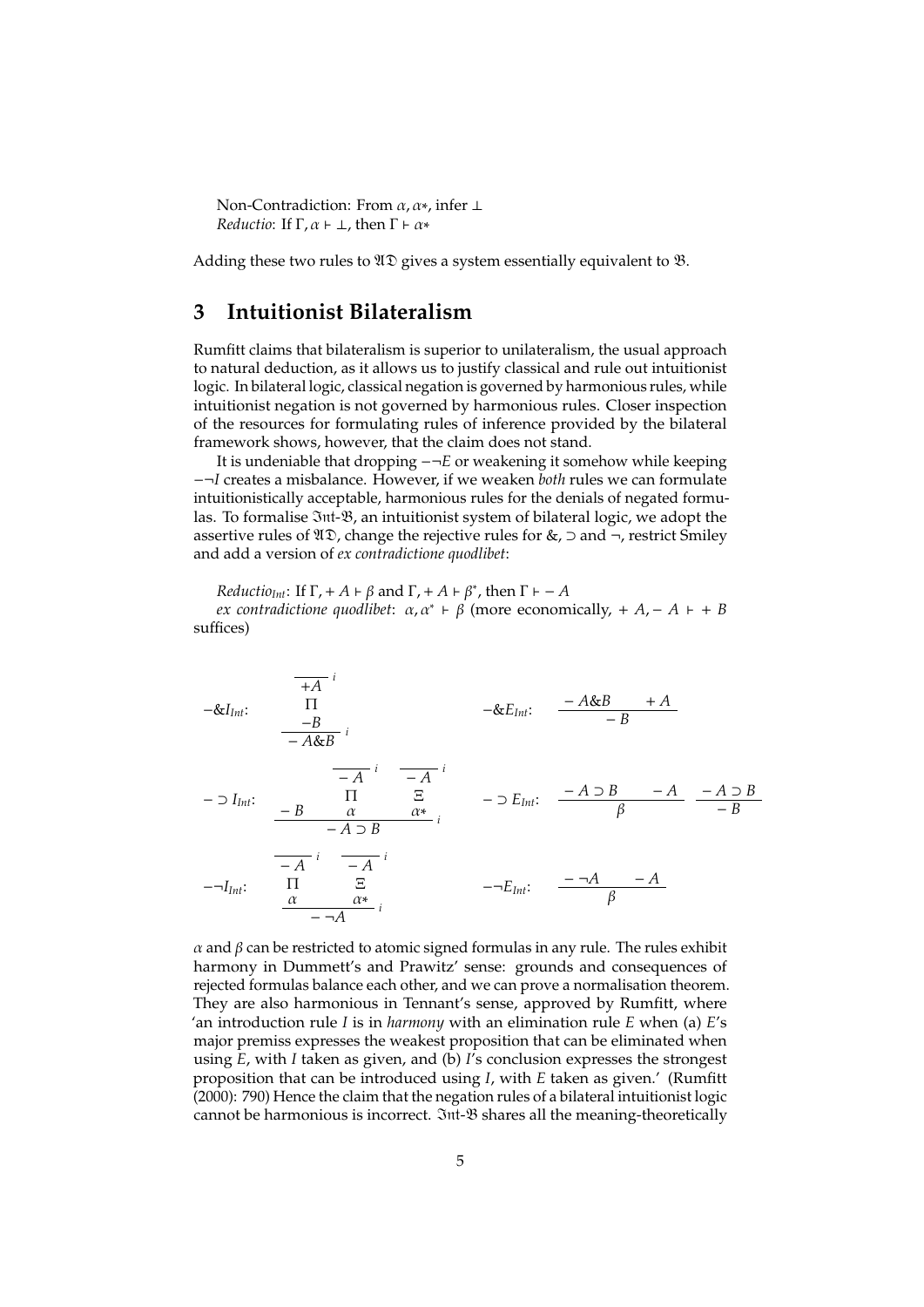Non-Contradiction: From $\alpha, \alpha*$, infer $\bot$
*Reductio*: If $\Gamma, \alpha \vdash \bot$, then $\Gamma \vdash \alpha*$

Adding these two rules to $\mathfrak{AD}$ gives a system essentially equivalent to $\mathfrak{B}$.

## 3 Intuitionist Bilateralism

Rumfitt claims that bilateralism is superior to unilateralism, the usual approach to natural deduction, as it allows us to justify classical and rule out intuitionist logic. In bilateral logic, classical negation is governed by harmonious rules, while intuitionist negation is not governed by harmonious rules. Closer inspection of the resources for formulating rules of inference provided by the bilateral framework shows, however, that the claim does not stand.

It is undeniable that dropping $-\neg E$ or weakening it somehow while keeping $-\neg I$ creates a misbalance. However, if we weaken *both* rules we can formulate intuitionistically acceptable, harmonious rules for the denials of negated formulas. To formalise $\mathfrak{Int}$-$\mathfrak{B}$, an intuitionist system of bilateral logic, we adopt the assertive rules of $\mathfrak{AD}$, change the rejective rules for $\&$, $\supset$ and $\neg$, restrict Smiley and add a version of *ex contradictione quodlibet*:

*Reductio$_{Int}$*: If $\Gamma, +A \vdash \beta$ and $\Gamma, +A \vdash \beta^*$, then $\Gamma \vdash -A$
*ex contradictione quodlibet*: $\alpha, \alpha^* \vdash \beta$ (more economically, $+A, -A \vdash +B$ suffices)

$$-\&I_{Int}: \quad \dfrac{\begin{matrix}\overline{+A}^{\,i} \\ \Pi \\ -B\end{matrix}}{-A\&B}\,i \qquad\qquad -\&E_{Int}: \quad \dfrac{-A\&B \qquad +A}{-B}$$

$$-\supset I_{Int}: \quad \dfrac{-B \qquad \begin{matrix}\overline{-A}^{\,i} \\ \Pi \\ \alpha\end{matrix} \qquad \begin{matrix}\overline{-A}^{\,i} \\ \Xi \\ \alpha*\end{matrix}}{-A \supset B}\,i \qquad\qquad -\supset E_{Int}: \quad \dfrac{-A \supset B \qquad -A}{\beta} \qquad \dfrac{-A \supset B}{-B}$$

$$-\neg I_{Int}: \quad \dfrac{\begin{matrix}\overline{-A}^{\,i} \\ \Pi \\ \alpha\end{matrix} \qquad \begin{matrix}\overline{-A}^{\,i} \\ \Xi \\ \alpha*\end{matrix}}{-\neg A}\,i \qquad\qquad -\neg E_{Int}: \quad \dfrac{-\neg A \qquad -A}{\beta}$$

$\alpha$ and $\beta$ can be restricted to atomic signed formulas in any rule. The rules exhibit harmony in Dummett's and Prawitz' sense: grounds and consequences of rejected formulas balance each other, and we can prove a normalisation theorem. They are also harmonious in Tennant's sense, approved by Rumfitt, where 'an introduction rule $I$ is in *harmony* with an elimination rule $E$ when (a) $E$'s major premiss expresses the weakest proposition that can be eliminated when using $E$, with $I$ taken as given, and (b) $I$'s conclusion expresses the strongest proposition that can be introduced using $I$, with $E$ taken as given.' (Rumfitt (2000): 790) Hence the claim that the negation rules of a bilateral intuitionist logic cannot be harmonious is incorrect. $\mathfrak{Int}$-$\mathfrak{B}$ shares all the meaning-theoretically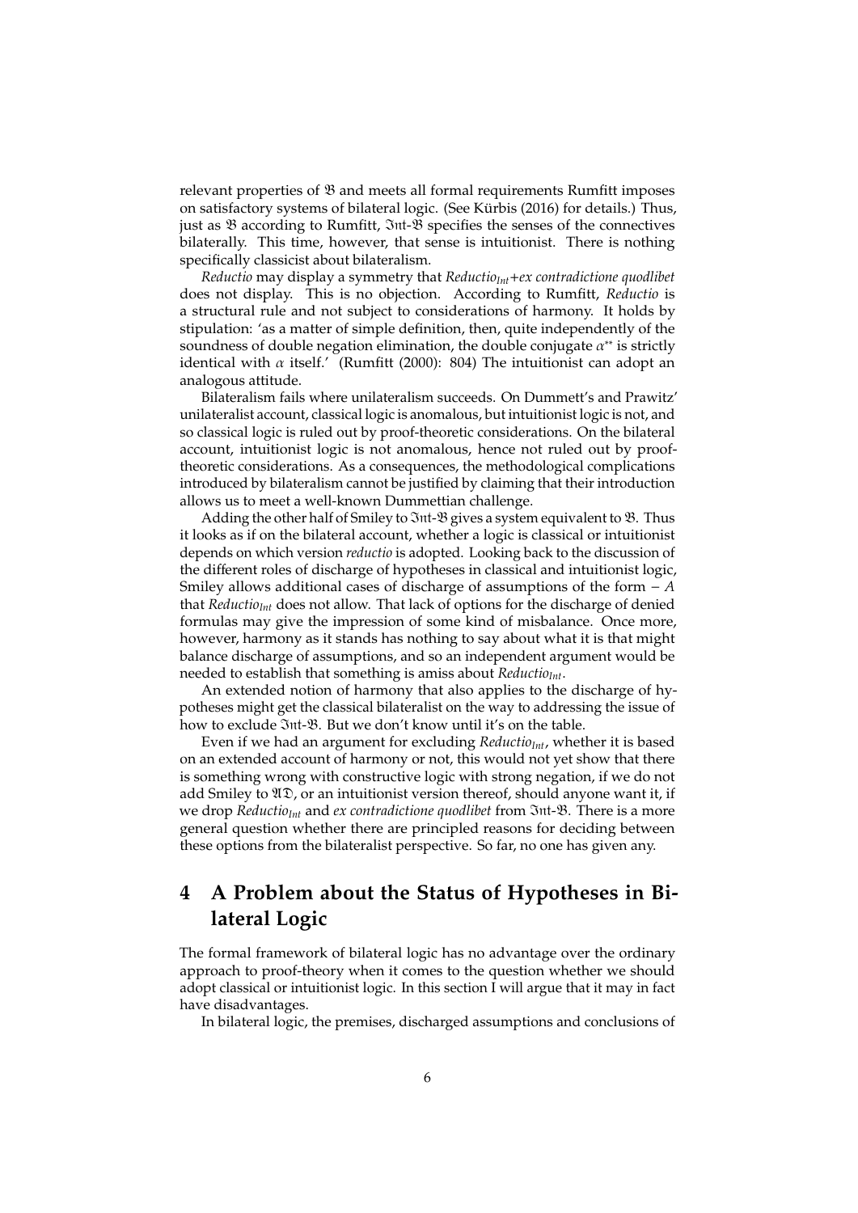relevant properties of $\mathfrak{B}$ and meets all formal requirements Rumfitt imposes on satisfactory systems of bilateral logic. (See Kürbis (2016) for details.) Thus, just as $\mathfrak{B}$ according to Rumfitt, $\mathfrak{Int}$-$\mathfrak{B}$ specifies the senses of the connectives bilaterally. This time, however, that sense is intuitionist. There is nothing specifically classicist about bilateralism.

*Reductio* may display a symmetry that *Reductio*$_{Int}$+*ex contradictione quodlibet* does not display. This is no objection. According to Rumfitt, *Reductio* is a structural rule and not subject to considerations of harmony. It holds by stipulation: 'as a matter of simple definition, then, quite independently of the soundness of double negation elimination, the double conjugate $\alpha^{**}$ is strictly identical with $\alpha$ itself.' (Rumfitt (2000): 804) The intuitionist can adopt an analogous attitude.

Bilateralism fails where unilateralism succeeds. On Dummett's and Prawitz' unilateralist account, classical logic is anomalous, but intuitionist logic is not, and so classical logic is ruled out by proof-theoretic considerations. On the bilateral account, intuitionist logic is not anomalous, hence not ruled out by proof-theoretic considerations. As a consequences, the methodological complications introduced by bilateralism cannot be justified by claiming that their introduction allows us to meet a well-known Dummettian challenge.

Adding the other half of Smiley to $\mathfrak{Int}$-$\mathfrak{B}$ gives a system equivalent to $\mathfrak{B}$. Thus it looks as if on the bilateral account, whether a logic is classical or intuitionist depends on which version *reductio* is adopted. Looking back to the discussion of the different roles of discharge of hypotheses in classical and intuitionist logic, Smiley allows additional cases of discharge of assumptions of the form $-A$ that *Reductio*$_{Int}$ does not allow. That lack of options for the discharge of denied formulas may give the impression of some kind of misbalance. Once more, however, harmony as it stands has nothing to say about what it is that might balance discharge of assumptions, and so an independent argument would be needed to establish that something is amiss about *Reductio*$_{Int}$.

An extended notion of harmony that also applies to the discharge of hypotheses might get the classical bilateralist on the way to addressing the issue of how to exclude $\mathfrak{Int}$-$\mathfrak{B}$. But we don't know until it's on the table.

Even if we had an argument for excluding *Reductio*$_{Int}$, whether it is based on an extended account of harmony or not, this would not yet show that there is something wrong with constructive logic with strong negation, if we do not add Smiley to $\mathfrak{AD}$, or an intuitionist version thereof, should anyone want it, if we drop *Reductio*$_{Int}$ and *ex contradictione quodlibet* from $\mathfrak{Int}$-$\mathfrak{B}$. There is a more general question whether there are principled reasons for deciding between these options from the bilateralist perspective. So far, no one has given any.

## 4 A Problem about the Status of Hypotheses in Bilateral Logic

The formal framework of bilateral logic has no advantage over the ordinary approach to proof-theory when it comes to the question whether we should adopt classical or intuitionist logic. In this section I will argue that it may in fact have disadvantages.

In bilateral logic, the premises, discharged assumptions and conclusions of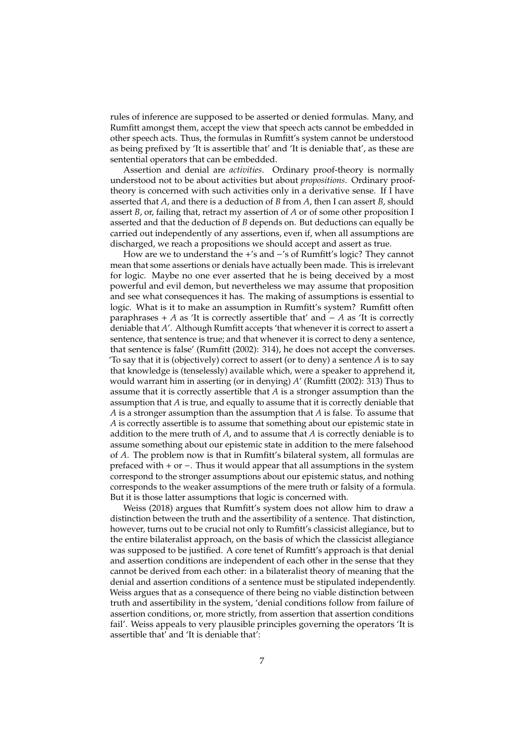rules of inference are supposed to be asserted or denied formulas. Many, and Rumfitt amongst them, accept the view that speech acts cannot be embedded in other speech acts. Thus, the formulas in Rumfitt's system cannot be understood as being prefixed by 'It is assertible that' and 'It is deniable that', as these are sentential operators that can be embedded.

Assertion and denial are *activities*. Ordinary proof-theory is normally understood not to be about activities but about *propositions*. Ordinary proof-theory is concerned with such activities only in a derivative sense. If I have asserted that $A$, and there is a deduction of $B$ from $A$, then I can assert $B$, should assert $B$, or, failing that, retract my assertion of $A$ or of some other proposition I asserted and that the deduction of $B$ depends on. But deductions can equally be carried out independently of any assertions, even if, when all assumptions are discharged, we reach a propositions we should accept and assert as true.

How are we to understand the +'s and −'s of Rumfitt's logic? They cannot mean that some assertions or denials have actually been made. This is irrelevant for logic. Maybe no one ever asserted that he is being deceived by a most powerful and evil demon, but nevertheless we may assume that proposition and see what consequences it has. The making of assumptions is essential to logic. What is it to make an assumption in Rumfitt's system? Rumfitt often paraphrases $+ A$ as 'It is correctly assertible that' and $- A$ as 'It is correctly deniable that $A$'. Although Rumfitt accepts 'that whenever it is correct to assert a sentence, that sentence is true; and that whenever it is correct to deny a sentence, that sentence is false' (Rumfitt (2002): 314), he does not accept the converses. 'To say that it is (objectively) correct to assert (or to deny) a sentence $A$ is to say that knowledge is (tenselessly) available which, were a speaker to apprehend it, would warrant him in asserting (or in denying) $A$' (Rumfitt (2002): 313) Thus to assume that it is correctly assertible that $A$ is a stronger assumption than the assumption that $A$ is true, and equally to assume that it is correctly deniable that $A$ is a stronger assumption than the assumption that $A$ is false. To assume that $A$ is correctly assertible is to assume that something about our epistemic state in addition to the mere truth of $A$, and to assume that $A$ is correctly deniable is to assume something about our epistemic state in addition to the mere falsehood of $A$. The problem now is that in Rumfitt's bilateral system, all formulas are prefaced with + or −. Thus it would appear that all assumptions in the system correspond to the stronger assumptions about our epistemic status, and nothing corresponds to the weaker assumptions of the mere truth or falsity of a formula. But it is those latter assumptions that logic is concerned with.

Weiss (2018) argues that Rumfitt's system does not allow him to draw a distinction between the truth and the assertibility of a sentence. That distinction, however, turns out to be crucial not only to Rumfitt's classicist allegiance, but to the entire bilateralist approach, on the basis of which the classicist allegiance was supposed to be justified. A core tenet of Rumfitt's approach is that denial and assertion conditions are independent of each other in the sense that they cannot be derived from each other: in a bilateralist theory of meaning that the denial and assertion conditions of a sentence must be stipulated independently. Weiss argues that as a consequence of there being no viable distinction between truth and assertibility in the system, 'denial conditions follow from failure of assertion conditions, or, more strictly, from assertion that assertion conditions fail'. Weiss appeals to very plausible principles governing the operators 'It is assertible that' and 'It is deniable that':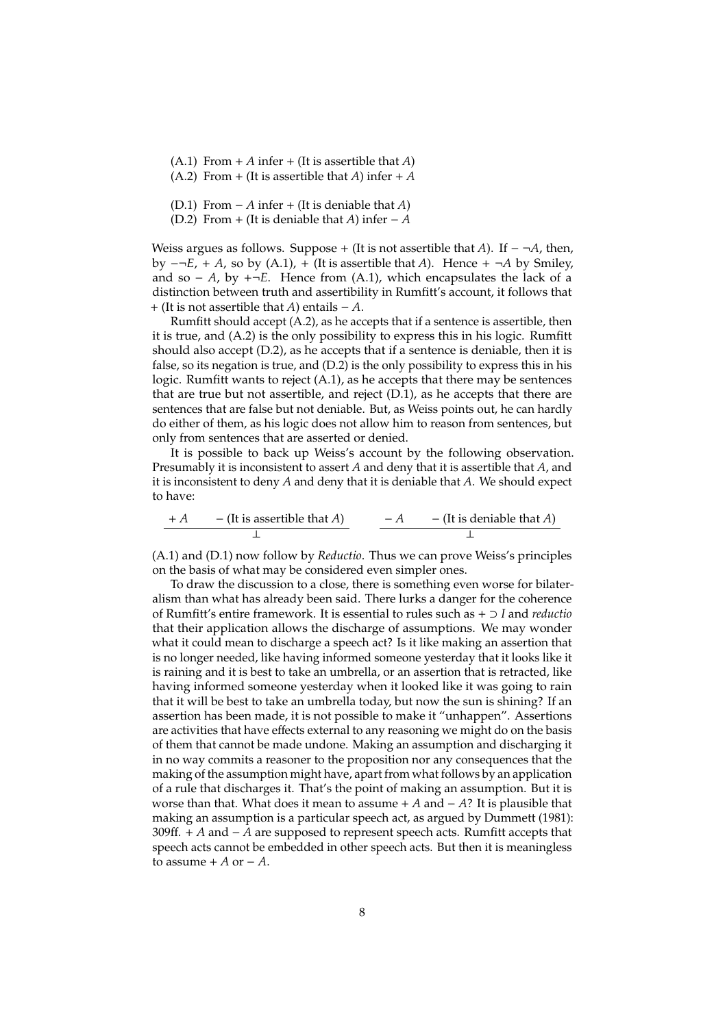(A.1) From $+ A$ infer $+$ (It is assertible that $A$)
(A.2) From $+$ (It is assertible that $A$) infer $+ A$

(D.1) From $- A$ infer $+$ (It is deniable that $A$)
(D.2) From $+$ (It is deniable that $A$) infer $- A$

Weiss argues as follows. Suppose $+$ (It is not assertible that $A$). If $- \neg A$, then, by $-\neg E$, $+ A$, so by (A.1), $+$ (It is assertible that $A$). Hence $+ \neg A$ by Smiley, and so $- A$, by $+\neg E$. Hence from (A.1), which encapsulates the lack of a distinction between truth and assertibility in Rumfitt's account, it follows that $+$ (It is not assertible that $A$) entails $- A$.

Rumfitt should accept (A.2), as he accepts that if a sentence is assertible, then it is true, and (A.2) is the only possibility to express this in his logic. Rumfitt should also accept (D.2), as he accepts that if a sentence is deniable, then it is false, so its negation is true, and (D.2) is the only possibility to express this in his logic. Rumfitt wants to reject (A.1), as he accepts that there may be sentences that are true but not assertible, and reject (D.1), as he accepts that there are sentences that are false but not deniable. But, as Weiss points out, he can hardly do either of them, as his logic does not allow him to reason from sentences, but only from sentences that are asserted or denied.

It is possible to back up Weiss's account by the following observation. Presumably it is inconsistent to assert $A$ and deny that it is assertible that $A$, and it is inconsistent to deny $A$ and deny that it is deniable that $A$. We should expect to have:

$$\frac{+A \qquad - (\text{It is assertible that } A)}{\bot} \qquad\qquad \frac{-A \qquad - (\text{It is deniable that } A)}{\bot}$$

(A.1) and (D.1) now follow by *Reductio*. Thus we can prove Weiss's principles on the basis of what may be considered even simpler ones.

To draw the discussion to a close, there is something even worse for bilateralism than what has already been said. There lurks a danger for the coherence of Rumfitt's entire framework. It is essential to rules such as $+ \supset I$ and *reductio* that their application allows the discharge of assumptions. We may wonder what it could mean to discharge a speech act? Is it like making an assertion that is no longer needed, like having informed someone yesterday that it looks like it is raining and it is best to take an umbrella, or an assertion that is retracted, like having informed someone yesterday when it looked like it was going to rain that it will be best to take an umbrella today, but now the sun is shining? If an assertion has been made, it is not possible to make it "unhappen". Assertions are activities that have effects external to any reasoning we might do on the basis of them that cannot be made undone. Making an assumption and discharging it in no way commits a reasoner to the proposition nor any consequences that the making of the assumption might have, apart from what follows by an application of a rule that discharges it. That's the point of making an assumption. But it is worse than that. What does it mean to assume $+ A$ and $- A$? It is plausible that making an assumption is a particular speech act, as argued by Dummett (1981): 309ff. $+ A$ and $- A$ are supposed to represent speech acts. Rumfitt accepts that speech acts cannot be embedded in other speech acts. But then it is meaningless to assume $+ A$ or $- A$.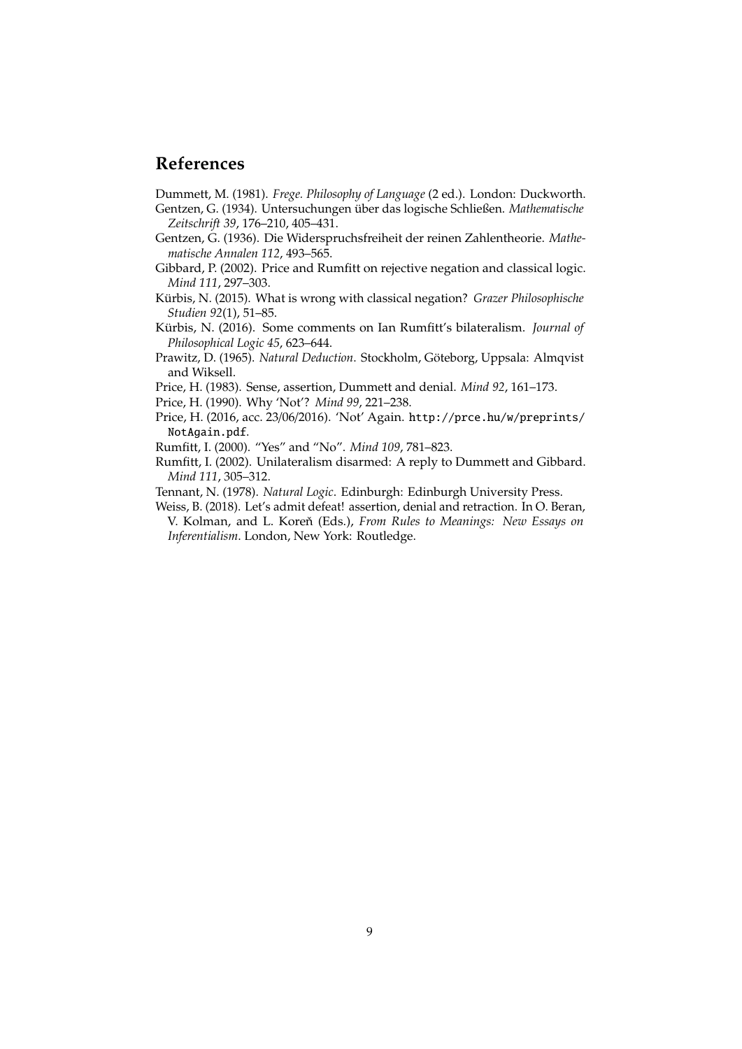## References

Dummett, M. (1981). *Frege. Philosophy of Language* (2 ed.). London: Duckworth.

Gentzen, G. (1934). Untersuchungen über das logische Schließen. *Mathematische Zeitschrift 39*, 176–210, 405–431.

Gentzen, G. (1936). Die Widerspruchsfreiheit der reinen Zahlentheorie. *Mathematische Annalen 112*, 493–565.

Gibbard, P. (2002). Price and Rumfitt on rejective negation and classical logic. *Mind 111*, 297–303.

Kürbis, N. (2015). What is wrong with classical negation? *Grazer Philosophische Studien 92*(1), 51–85.

Kürbis, N. (2016). Some comments on Ian Rumfitt's bilateralism. *Journal of Philosophical Logic 45*, 623–644.

Prawitz, D. (1965). *Natural Deduction*. Stockholm, Göteborg, Uppsala: Almqvist and Wiksell.

Price, H. (1983). Sense, assertion, Dummett and denial. *Mind 92*, 161–173.

Price, H. (1990). Why 'Not'? *Mind 99*, 221–238.

Price, H. (2016, acc. 23/06/2016). 'Not' Again. `http://prce.hu/w/preprints/NotAgain.pdf`.

Rumfitt, I. (2000). "Yes" and "No". *Mind 109*, 781–823.

Rumfitt, I. (2002). Unilateralism disarmed: A reply to Dummett and Gibbard. *Mind 111*, 305–312.

Tennant, N. (1978). *Natural Logic*. Edinburgh: Edinburgh University Press.

Weiss, B. (2018). Let's admit defeat! assertion, denial and retraction. In O. Beran, V. Kolman, and L. Koreň (Eds.), *From Rules to Meanings: New Essays on Inferentialism*. London, New York: Routledge.